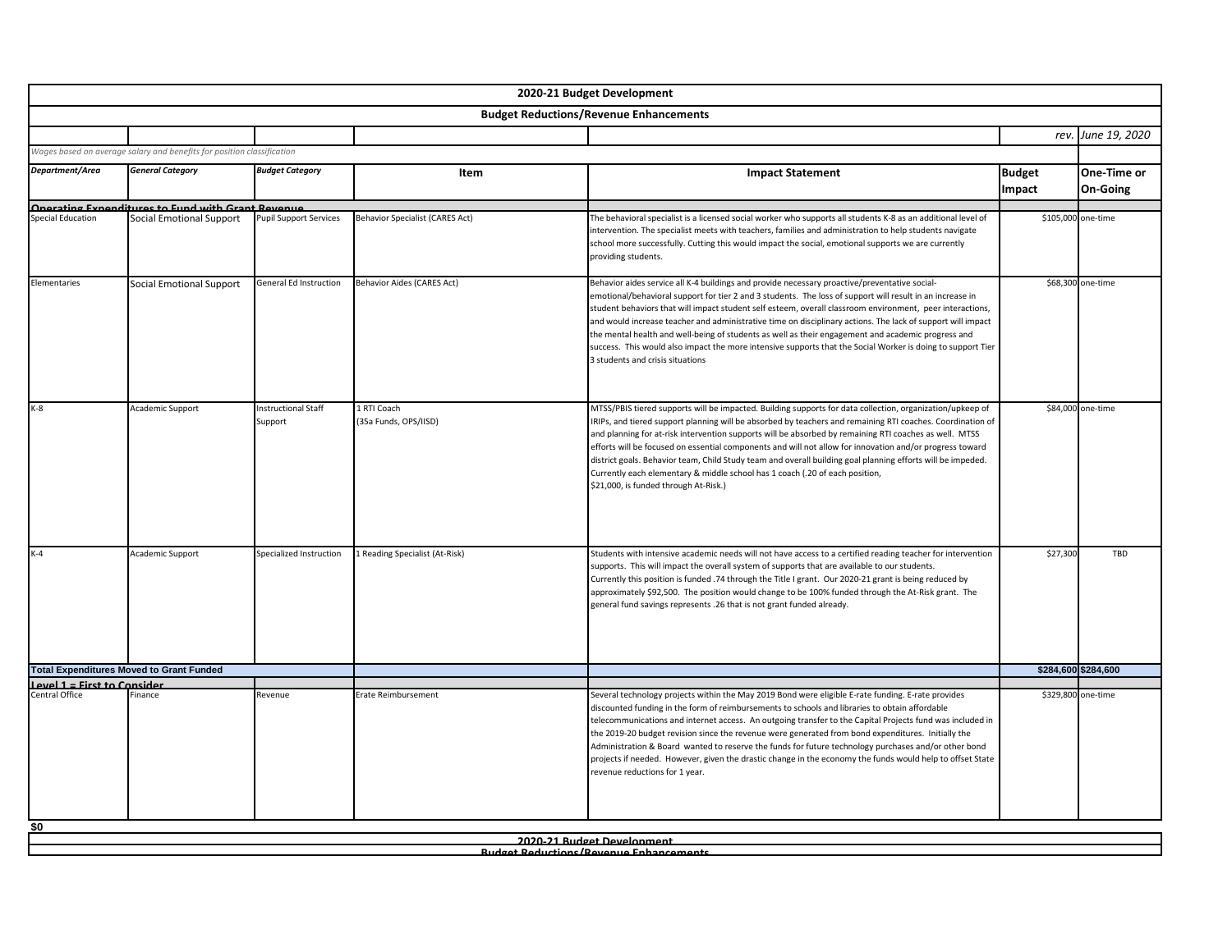## 2020-21 Budget Development

### Budget Reductions/Revenue Enhancements

*rev. June 19, 2020*

*Wages based on average salary and benefits for position classification*

| *Department/Area* | *General Category* | *Budget Category* | Item | Impact Statement | Budget Impact | One-Time or On-Going |
|---|---|---|---|---|---|---|
| **Operating Expenditures to Fund with Grant Revenue** | | | | | | |
| Special Education | Social Emotional Support | Pupil Support Services | Behavior Specialist (CARES Act) | The behavioral specialist is a licensed social worker who supports all students K-8 as an additional level of intervention. The specialist meets with teachers, families and administration to help students navigate school more successfully. Cutting this would impact the social, emotional supports we are currently providing students. | $105,000 | one-time |
| Elementaries | Social Emotional Support | General Ed Instruction | Behavior Aides (CARES Act) | Behavior aides service all K-4 buildings and provide necessary proactive/preventative social-emotional/behavioral support for tier 2 and 3 students. The loss of support will result in an increase in student behaviors that will impact student self esteem, overall classroom environment, peer interactions, and would increase teacher and administrative time on disciplinary actions. The lack of support will impact the mental health and well-being of students as well as their engagement and academic progress and success. This would also impact the more intensive supports that the Social Worker is doing to support Tier 3 students and crisis situations | $68,300 | one-time |
| K-8 | Academic Support | Instructional Staff Support | 1 RTI Coach (35a Funds, OPS/IISD) | MTSS/PBIS tiered supports will be impacted. Building supports for data collection, organization/upkeep of IRIPs, and tiered support planning will be absorbed by teachers and remaining RTI coaches. Coordination of and planning for at-risk intervention supports will be absorbed by remaining RTI coaches as well. MTSS efforts will be focused on essential components and will not allow for innovation and/or progress toward district goals. Behavior team, Child Study team and overall building goal planning efforts will be impeded. Currently each elementary & middle school has 1 coach (.20 of each position, $21,000, is funded through At-Risk.) | $84,000 | one-time |
| K-4 | Academic Support | Specialized Instruction | 1 Reading Specialist (At-Risk) | Students with intensive academic needs will not have access to a certified reading teacher for intervention supports. This will impact the overall system of supports that are available to our students. Currently this position is funded .74 through the Title I grant. Our 2020-21 grant is being reduced by approximately $92,500. The position would change to be 100% funded through the At-Risk grant. The general fund savings represents .26 that is not grant funded already. | $27,300 | TBD |
| **Total Expenditures Moved to Grant Funded** | | | | | **$284,600** | **$284,600** |
| **Level 1 = First to Consider** | | | | | | |
| Central Office | Finance | Revenue | Erate Reimbursement | Several technology projects within the May 2019 Bond were eligible E-rate funding. E-rate provides discounted funding in the form of reimbursements to schools and libraries to obtain affordable telecommunications and internet access. An outgoing transfer to the Capital Projects fund was included in the 2019-20 budget revision since the revenue were generated from bond expenditures. Initially the Administration & Board wanted to reserve the funds for future technology purchases and/or other bond projects if needed. However, given the drastic change in the economy the funds would help to offset State revenue reductions for 1 year. | $329,800 | one-time |

**$0**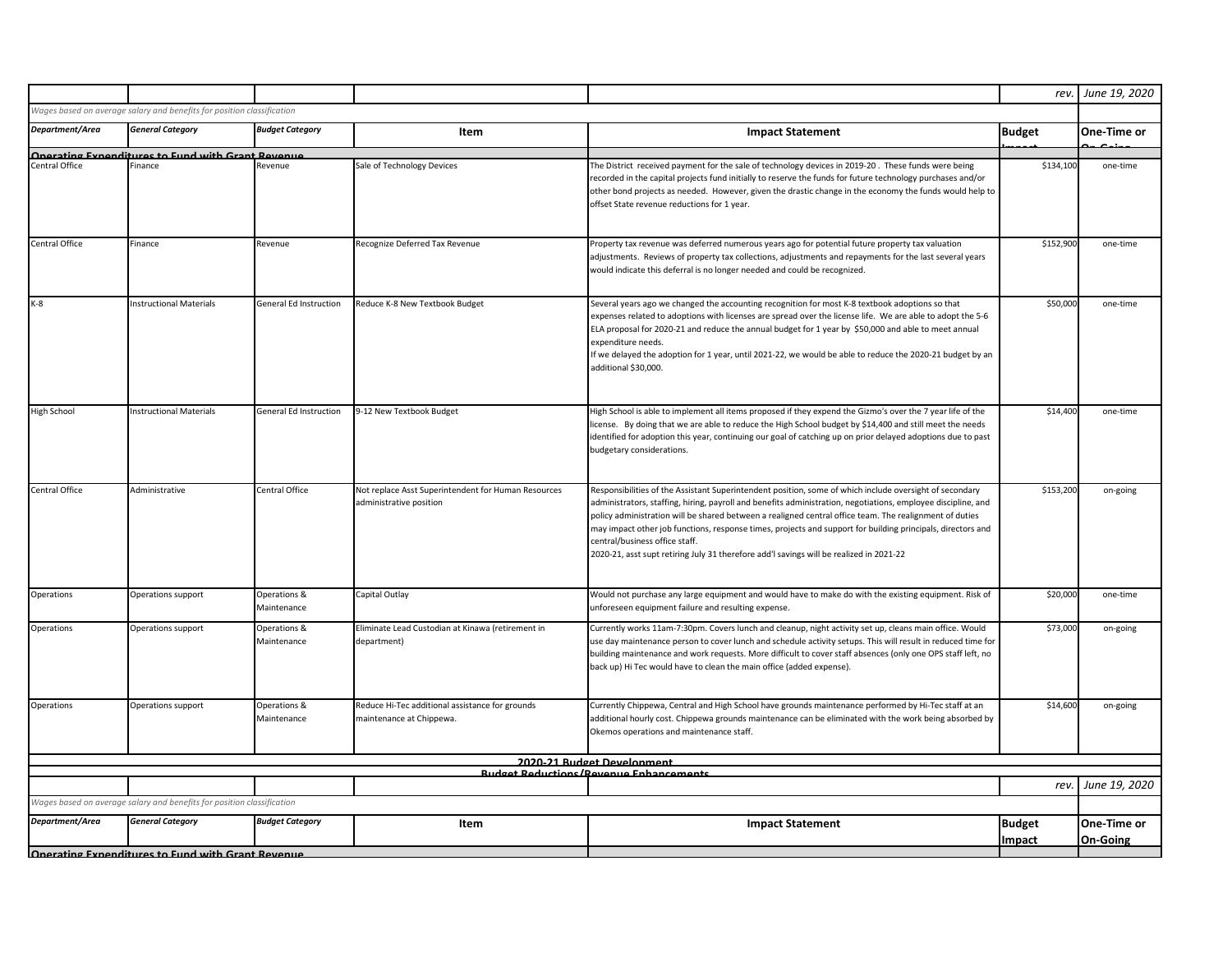| | | | | | rev. | June 19, 2020 |
|---|---|---|---|---|---|---|
| *Wages based on average salary and benefits for position classification* | | | | | | |
| ***Department/Area*** | ***General Category*** | ***Budget Category*** | **Item** | **Impact Statement** | **Budget Impact** | **One-Time or On-Going** |
| **Operating Expenditures to Fund with Grant Revenue** | | | | | | |
| Central Office | Finance | Revenue | Sale of Technology Devices | The District received payment for the sale of technology devices in 2019-20 . These funds were being recorded in the capital projects fund initially to reserve the funds for future technology purchases and/or other bond projects as needed. However, given the drastic change in the economy the funds would help to offset State revenue reductions for 1 year. | $134,100 | one-time |
| Central Office | Finance | Revenue | Recognize Deferred Tax Revenue | Property tax revenue was deferred numerous years ago for potential future property tax valuation adjustments. Reviews of property tax collections, adjustments and repayments for the last several years would indicate this deferral is no longer needed and could be recognized. | $152,900 | one-time |
| K-8 | Instructional Materials | General Ed Instruction | Reduce K-8 New Textbook Budget | Several years ago we changed the accounting recognition for most K-8 textbook adoptions so that expenses related to adoptions with licenses are spread over the license life. We are able to adopt the 5-6 ELA proposal for 2020-21 and reduce the annual budget for 1 year by $50,000 and able to meet annual expenditure needs. If we delayed the adoption for 1 year, until 2021-22, we would be able to reduce the 2020-21 budget by an additional $30,000. | $50,000 | one-time |
| High School | Instructional Materials | General Ed Instruction | 9-12 New Textbook Budget | High School is able to implement all items proposed if they expend the Gizmo's over the 7 year life of the license. By doing that we are able to reduce the High School budget by $14,400 and still meet the needs identified for adoption this year, continuing our goal of catching up on prior delayed adoptions due to past budgetary considerations. | $14,400 | one-time |
| Central Office | Administrative | Central Office | Not replace Asst Superintendent for Human Resources administrative position | Responsibilities of the Assistant Superintendent position, some of which include oversight of secondary administrators, staffing, hiring, payroll and benefits administration, negotiations, employee discipline, and policy administration will be shared between a realigned central office team. The realignment of duties may impact other job functions, response times, projects and support for building principals, directors and central/business office staff. 2020-21, asst supt retiring July 31 therefore add'l savings will be realized in 2021-22 | $153,200 | on-going |
| Operations | Operations support | Operations & Maintenance | Capital Outlay | Would not purchase any large equipment and would have to make do with the existing equipment. Risk of unforeseen equipment failure and resulting expense. | $20,000 | one-time |
| Operations | Operations support | Operations & Maintenance | Eliminate Lead Custodian at Kinawa (retirement in department) | Currently works 11am-7:30pm. Covers lunch and cleanup, night activity set up, cleans main office. Would use day maintenance person to cover lunch and schedule activity setups. This will result in reduced time for building maintenance and work requests. More difficult to cover staff absences (only one OPS staff left, no back up) Hi Tec would have to clean the main office (added expense). | $73,000 | on-going |
| Operations | Operations support | Operations & Maintenance | Reduce Hi-Tec additional assistance for grounds maintenance at Chippewa. | Currently Chippewa, Central and High School have grounds maintenance performed by Hi-Tec staff at an additional hourly cost. Chippewa grounds maintenance can be eliminated with the work being absorbed by Okemos operations and maintenance staff. | $14,600 | on-going |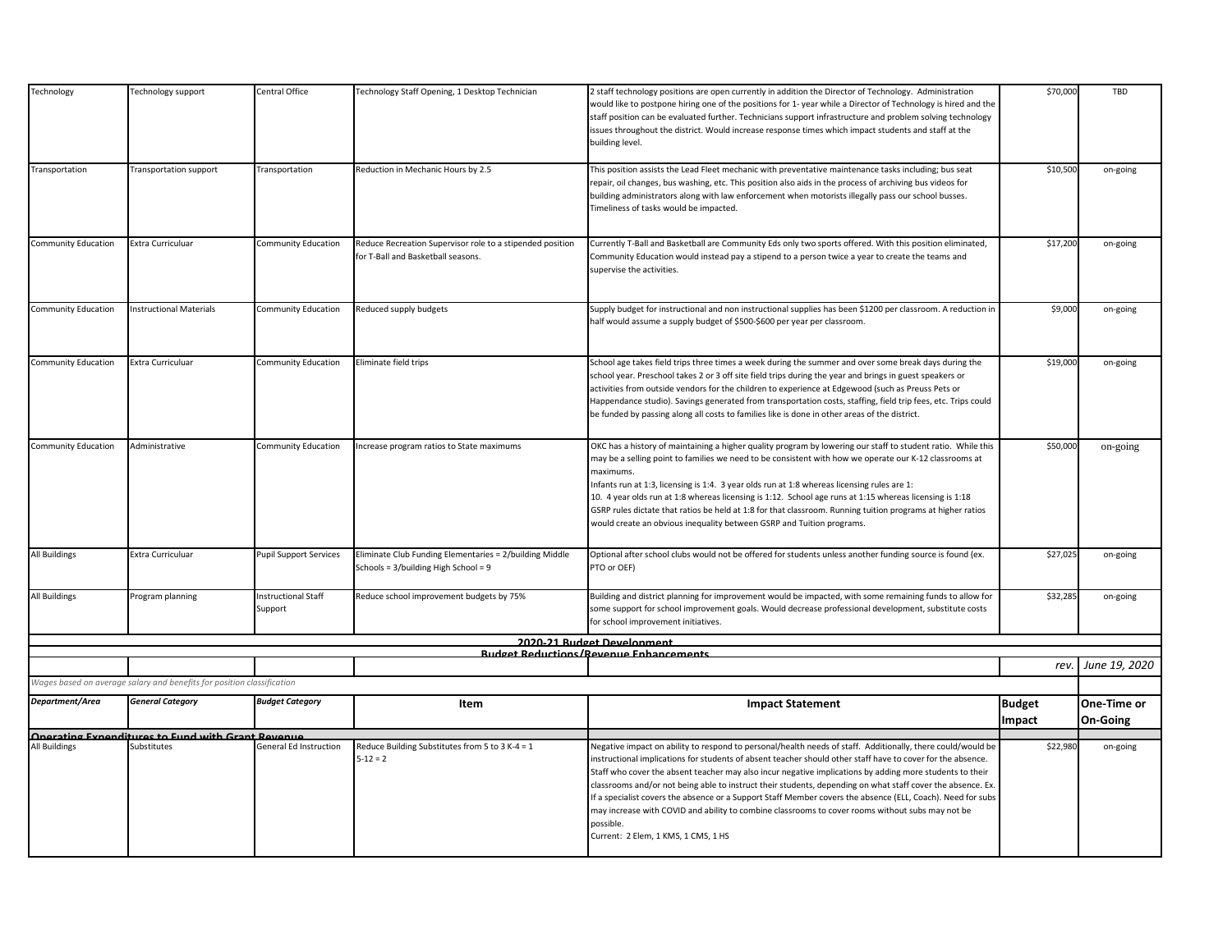| Department/Area | General Category | Budget Category | Item | Impact Statement | Budget Impact | One-Time or On-Going |
|---|---|---|---|---|---|---|
| Technology | Technology support | Central Office | Technology Staff Opening, 1 Desktop Technician | 2 staff technology positions are open currently in addition the Director of Technology. Administration would like to postpone hiring one of the positions for 1- year while a Director of Technology is hired and the staff position can be evaluated further. Technicians support infrastructure and problem solving technology issues throughout the district. Would increase response times which impact students and staff at the building level. | $70,000 | TBD |
| Transportation | Transportation support | Transportation | Reduction in Mechanic Hours by 2.5 | This position assists the Lead Fleet mechanic with preventative maintenance tasks including; bus seat repair, oil changes, bus washing, etc. This position also aids in the process of archiving bus videos for building administrators along with law enforcement when motorists illegally pass our school busses. Timeliness of tasks would be impacted. | $10,500 | on-going |
| Community Education | Extra Curriculuar | Community Education | Reduce Recreation Supervisor role to a stipended position for T-Ball and Basketball seasons. | Currently T-Ball and Basketball are Community Eds only two sports offered. With this position eliminated, Community Education would instead pay a stipend to a person twice a year to create the teams and supervise the activities. | $17,200 | on-going |
| Community Education | Instructional Materials | Community Education | Reduced supply budgets | Supply budget for instructional and non instructional supplies has been $1200 per classroom. A reduction in half would assume a supply budget of $500-$600 per year per classroom. | $9,000 | on-going |
| Community Education | Extra Curriculuar | Community Education | Eliminate field trips | School age takes field trips three times a week during the summer and over some break days during the school year. Preschool takes 2 or 3 off site field trips during the year and brings in guest speakers or activities from outside vendors for the children to experience at Edgewood (such as Preuss Pets or Happendance studio). Savings generated from transportation costs, staffing, field trip fees, etc. Trips could be funded by passing along all costs to families like is done in other areas of the district. | $19,000 | on-going |
| Community Education | Administrative | Community Education | Increase program ratios to State maximums | OKC has a history of maintaining a higher quality program by lowering our staff to student ratio. While this may be a selling point to families we need to be consistent with how we operate our K-12 classrooms at maximums.<br>Infants run at 1:3, licensing is 1:4. 3 year olds run at 1:8 whereas licensing rules are 1: 10. 4 year olds run at 1:8 whereas licensing is 1:12. School age runs at 1:15 whereas licensing is 1:18 GSRP rules dictate that ratios be held at 1:8 for that classroom. Running tuition programs at higher ratios would create an obvious inequality between GSRP and Tuition programs. | $50,000 | on-going |
| All Buildings | Extra Curriculuar | Pupil Support Services | Eliminate Club Funding Elementaries = 2/building Middle Schools = 3/building High School = 9 | Optional after school clubs would not be offered for students unless another funding source is found (ex. PTO or OEF) | $27,025 | on-going |
| All Buildings | Program planning | Instructional Staff Support | Reduce school improvement budgets by 75% | Building and district planning for improvement would be impacted, with some remaining funds to allow for some support for school improvement goals. Would decrease professional development, substitute costs for school improvement initiatives. | $32,285 | on-going |

**2020-21 Budget Development**

**Budget Reductions/Revenue Enhancements**

*rev.* *June 19, 2020*

*Wages based on average salary and benefits for position classification*

| Department/Area | General Category | Budget Category | Item | Impact Statement | Budget Impact | One-Time or On-Going |
|---|---|---|---|---|---|---|
| **Operating Expenditures to Fund with Grant Revenue** | | | | | | |
| All Buildings | Substitutes | General Ed Instruction | Reduce Building Substitutes from 5 to 3 K-4 = 1 5-12 = 2 | Negative impact on ability to respond to personal/health needs of staff. Additionally, there could/would be instructional implications for students of absent teacher should other staff have to cover for the absence. Staff who cover the absent teacher may also incur negative implications by adding more students to their classrooms and/or not being able to instruct their students, depending on what staff cover the absence. Ex. If a specialist covers the absence or a Support Staff Member covers the absence (ELL, Coach). Need for subs may increase with COVID and ability to combine classrooms to cover rooms without subs may not be possible.<br>Current: 2 Elem, 1 KMS, 1 CMS, 1 HS | $22,980 | on-going |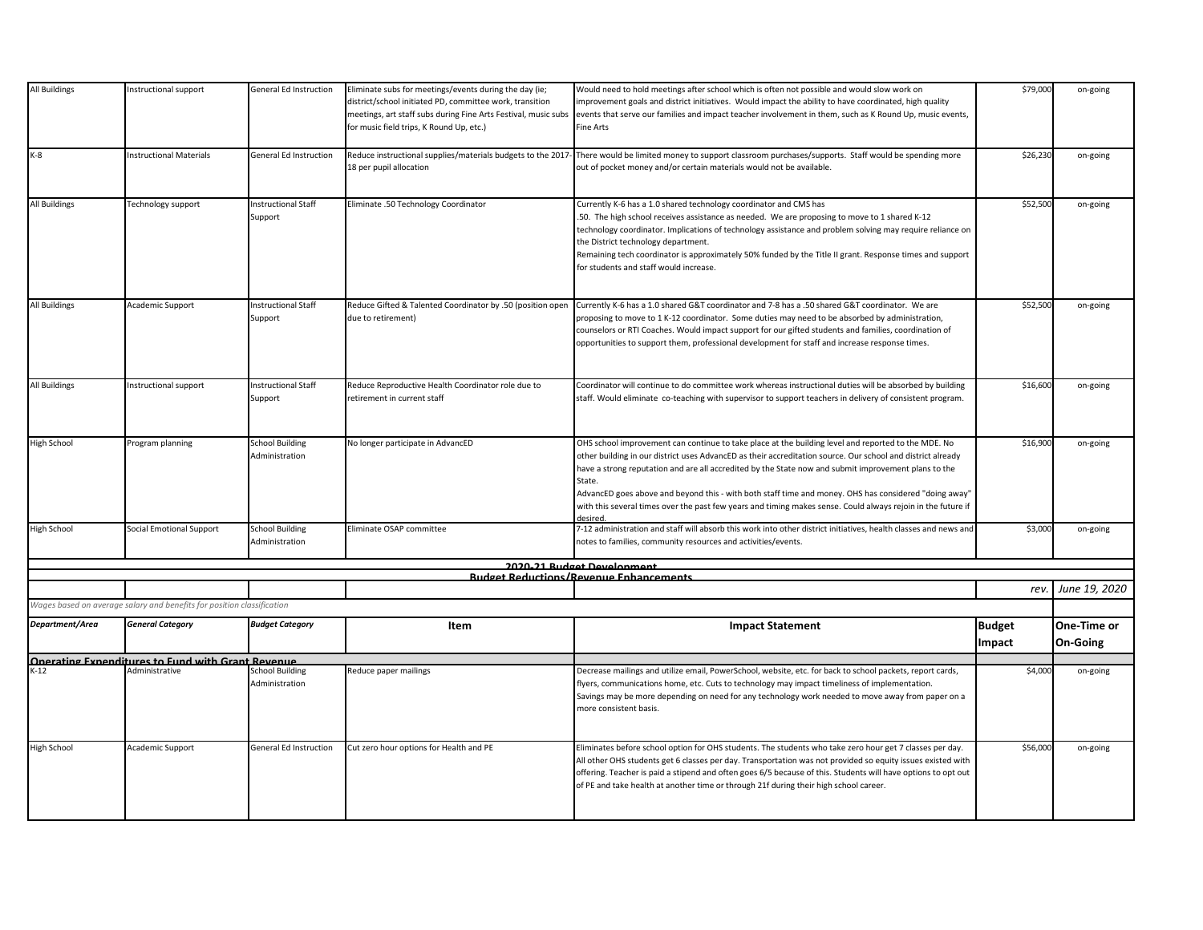| Department/Area | General Category | Budget Category | Item | Impact Statement | Budget Impact | One-Time or On-Going |
|---|---|---|---|---|---|---|
| All Buildings | Instructional support | General Ed Instruction | Eliminate subs for meetings/events during the day (ie; district/school initiated PD, committee work, transition meetings, art staff subs during Fine Arts Festival, music subs for music field trips, K Round Up, etc.) | Would need to hold meetings after school which is often not possible and would slow work on improvement goals and district initiatives. Would impact the ability to have coordinated, high quality events that serve our families and impact teacher involvement in them, such as K Round Up, music events, Fine Arts | $79,000 | on-going |
| K-8 | Instructional Materials | General Ed Instruction | Reduce instructional supplies/materials budgets to the 2017-18 per pupil allocation | There would be limited money to support classroom purchases/supports. Staff would be spending more out of pocket money and/or certain materials would not be available. | $26,230 | on-going |
| All Buildings | Technology support | Instructional Staff Support | Eliminate .50 Technology Coordinator | Currently K-6 has a 1.0 shared technology coordinator and CMS has .50. The high school receives assistance as needed. We are proposing to move to 1 shared K-12 technology coordinator. Implications of technology assistance and problem solving may require reliance on the District technology department. Remaining tech coordinator is approximately 50% funded by the Title II grant. Response times and support for students and staff would increase. | $52,500 | on-going |
| All Buildings | Academic Support | Instructional Staff Support | Reduce Gifted & Talented Coordinator by .50 (position open due to retirement) | Currently K-6 has a 1.0 shared G&T coordinator and 7-8 has a .50 shared G&T coordinator. We are proposing to move to 1 K-12 coordinator. Some duties may need to be absorbed by administration, counselors or RTI Coaches. Would impact support for our gifted students and families, coordination of opportunities to support them, professional development for staff and increase response times. | $52,500 | on-going |
| All Buildings | Instructional support | Instructional Staff Support | Reduce Reproductive Health Coordinator role due to retirement in current staff | Coordinator will continue to do committee work whereas instructional duties will be absorbed by building staff. Would eliminate co-teaching with supervisor to support teachers in delivery of consistent program. | $16,600 | on-going |
| High School | Program planning | School Building Administration | No longer participate in AdvancED | OHS school improvement can continue to take place at the building level and reported to the MDE. No other building in our district uses AdvancED as their accreditation source. Our school and district already have a strong reputation and are all accredited by the State now and submit improvement plans to the State. AdvancED goes above and beyond this - with both staff time and money. OHS has considered "doing away" with this several times over the past few years and timing makes sense. Could always rejoin in the future if desired. | $16,900 | on-going |
| High School | Social Emotional Support | School Building Administration | Eliminate OSAP committee | 7-12 administration and staff will absorb this work into other district initiatives, health classes and news and notes to families, community resources and activities/events. | $3,000 | on-going |

**2020-21 Budget Development**

**Budget Reductions/Revenue Enhancements**

*rev. June 19, 2020*

*Wages based on average salary and benefits for position classification*

| Department/Area | General Category | Budget Category | Item | Impact Statement | Budget Impact | One-Time or On-Going |
|---|---|---|---|---|---|---|
| **Operating Expenditures to Fund with Grant Revenue** | | | | | | |
| K-12 | Administrative | School Building Administration | Reduce paper mailings | Decrease mailings and utilize email, PowerSchool, website, etc. for back to school packets, report cards, flyers, communications home, etc. Cuts to technology may impact timeliness of implementation. Savings may be more depending on need for any technology work needed to move away from paper on a more consistent basis. | $4,000 | on-going |
| High School | Academic Support | General Ed Instruction | Cut zero hour options for Health and PE | Eliminates before school option for OHS students. The students who take zero hour get 7 classes per day. All other OHS students get 6 classes per day. Transportation was not provided so equity issues existed with offering. Teacher is paid a stipend and often goes 6/5 because of this. Students will have options to opt out of PE and take health at another time or through 21f during their high school career. | $56,000 | on-going |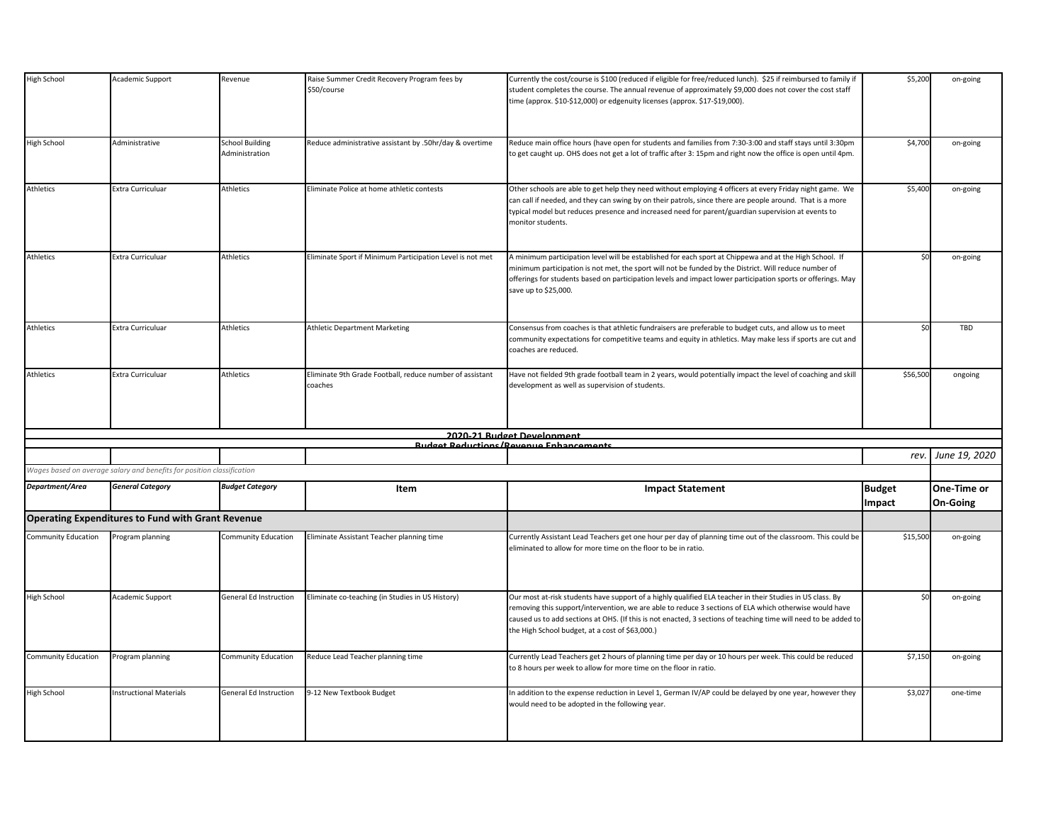| Department/Area | General Category | Budget Category | Item | Impact Statement | Budget Impact | One-Time or On-Going |
|---|---|---|---|---|---|---|
| High School | Academic Support | Revenue | Raise Summer Credit Recovery Program fees by $50/course | Currently the cost/course is $100 (reduced if eligible for free/reduced lunch). $25 if reimbursed to family if student completes the course. The annual revenue of approximately $9,000 does not cover the cost staff time (approx. $10-$12,000) or edgenuity licenses (approx. $17-$19,000). | $5,200 | on-going |
| High School | Administrative | School Building Administration | Reduce administrative assistant by .50hr/day & overtime | Reduce main office hours (have open for students and families from 7:30-3:00 and staff stays until 3:30pm to get caught up. OHS does not get a lot of traffic after 3: 15pm and right now the office is open until 4pm. | $4,700 | on-going |
| Athletics | Extra Curriculuar | Athletics | Eliminate Police at home athletic contests | Other schools are able to get help they need without employing 4 officers at every Friday night game. We can call if needed, and they can swing by on their patrols, since there are people around. That is a more typical model but reduces presence and increased need for parent/guardian supervision at events to monitor students. | $5,400 | on-going |
| Athletics | Extra Curriculuar | Athletics | Eliminate Sport if Minimum Participation Level is not met | A minimum participation level will be established for each sport at Chippewa and at the High School. If minimum participation is not met, the sport will not be funded by the District. Will reduce number of offerings for students based on participation levels and impact lower participation sports or offerings. May save up to $25,000. | $0 | on-going |
| Athletics | Extra Curriculuar | Athletics | Athletic Department Marketing | Consensus from coaches is that athletic fundraisers are preferable to budget cuts, and allow us to meet community expectations for competitive teams and equity in athletics. May make less if sports are cut and coaches are reduced. | $0 | TBD |
| Athletics | Extra Curriculuar | Athletics | Eliminate 9th Grade Football, reduce number of assistant coaches | Have not fielded 9th grade football team in 2 years, would potentially impact the level of coaching and skill development as well as supervision of students. | $56,500 | ongoing |

## 2020-21 Budget Development

### Budget Reductions/Revenue Enhancements

*rev. June 19, 2020*

*Wages based on average salary and benefits for position classification*

| Department/Area | General Category | Budget Category | Item | Impact Statement | Budget Impact | One-Time or On-Going |
|---|---|---|---|---|---|---|
| **Operating Expenditures to Fund with Grant Revenue** | | | | | | |
| Community Education | Program planning | Community Education | Eliminate Assistant Teacher planning time | Currently Assistant Lead Teachers get one hour per day of planning time out of the classroom. This could be eliminated to allow for more time on the floor to be in ratio. | $15,500 | on-going |
| High School | Academic Support | General Ed Instruction | Eliminate co-teaching (in Studies in US History) | Our most at-risk students have support of a highly qualified ELA teacher in their Studies in US class. By removing this support/intervention, we are able to reduce 3 sections of ELA which otherwise would have caused us to add sections at OHS. (If this is not enacted, 3 sections of teaching time will need to be added to the High School budget, at a cost of $63,000.) | $0 | on-going |
| Community Education | Program planning | Community Education | Reduce Lead Teacher planning time | Currently Lead Teachers get 2 hours of planning time per day or 10 hours per week. This could be reduced to 8 hours per week to allow for more time on the floor in ratio. | $7,150 | on-going |
| High School | Instructional Materials | General Ed Instruction | 9-12 New Textbook Budget | In addition to the expense reduction in Level 1, German IV/AP could be delayed by one year, however they would need to be adopted in the following year. | $3,027 | one-time |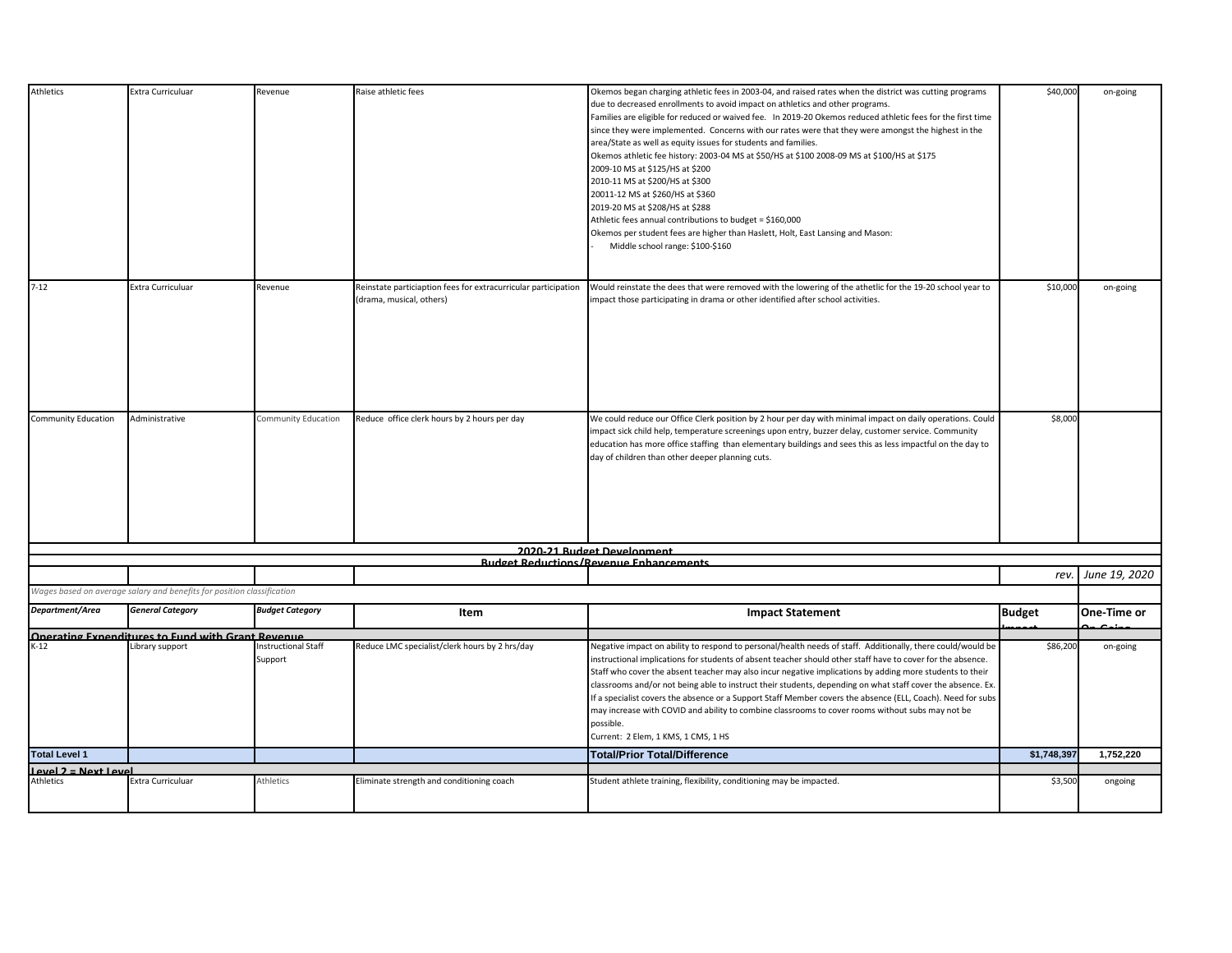| Athletics | Extra Curriculuar | Revenue | Raise athletic fees | Okemos began charging athletic fees in 2003-04, and raised rates when the district was cutting programs due to decreased enrollments to avoid impact on athletics and other programs. Families are eligible for reduced or waived fee. In 2019-20 Okemos reduced athletic fees for the first time since they were implemented. Concerns with our rates were that they were amongst the highest in the area/State as well as equity issues for students and families. Okemos athletic fee history: 2003-04 MS at $50/HS at $100 2008-09 MS at $100/HS at $175 2009-10 MS at $125/HS at $200 2010-11 MS at $200/HS at $300 20011-12 MS at $260/HS at $360 2019-20 MS at $208/HS at $288 Athletic fees annual contributions to budget = $160,000 Okemos per student fees are higher than Haslett, Holt, East Lansing and Mason: - Middle school range: $100-$160 | $40,000 | on-going |
|---|---|---|---|---|---|---|
| 7-12 | Extra Curriculuar | Revenue | Reinstate particiaption fees for extracurricular participation (drama, musical, others) | Would reinstate the dees that were removed with the lowering of the athetlic for the 19-20 school year to impact those participating in drama or other identified after school activities. | $10,000 | on-going |
| Community Education | Administrative | Community Education | Reduce office clerk hours by 2 hours per day | We could reduce our Office Clerk position by 2 hour per day with minimal impact on daily operations. Could impact sick child help, temperature screenings upon entry, buzzer delay, customer service. Community education has more office staffing than elementary buildings and sees this as less impactful on the day to day of children than other deeper planning cuts. | $8,000 | |

**2020-21 Budget Development**

**Budget Reductions/Revenue Enhancements**

*rev. June 19, 2020*

*Wages based on average salary and benefits for position classification*

| *Department/Area* | *General Category* | *Budget Category* | Item | Impact Statement | Budget Impact | One-Time or On-Going |
|---|---|---|---|---|---|---|
| **Operating Expenditures to Fund with Grant Revenue** | | | | | | |
| K-12 | Library support | Instructional Staff Support | Reduce LMC specialist/clerk hours by 2 hrs/day | Negative impact on ability to respond to personal/health needs of staff. Additionally, there could/would be instructional implications for students of absent teacher should other staff have to cover for the absence. Staff who cover the absent teacher may also incur negative implications by adding more students to their classrooms and/or not being able to instruct their students, depending on what staff cover the absence. Ex. If a specialist covers the absence or a Support Staff Member covers the absence (ELL, Coach). Need for subs may increase with COVID and ability to combine classrooms to cover rooms without subs may not be possible. Current: 2 Elem, 1 KMS, 1 CMS, 1 HS | $86,200 | on-going |
| **Total Level 1** | | | | **Total/Prior Total/Difference** | **$1,748,397** | **1,752,220** |
| **Level 2 = Next Level** | | | | | | |
| Athletics | Extra Curriculuar | Athletics | Eliminate strength and conditioning coach | Student athlete training, flexibility, conditioning may be impacted. | $3,500 | ongoing |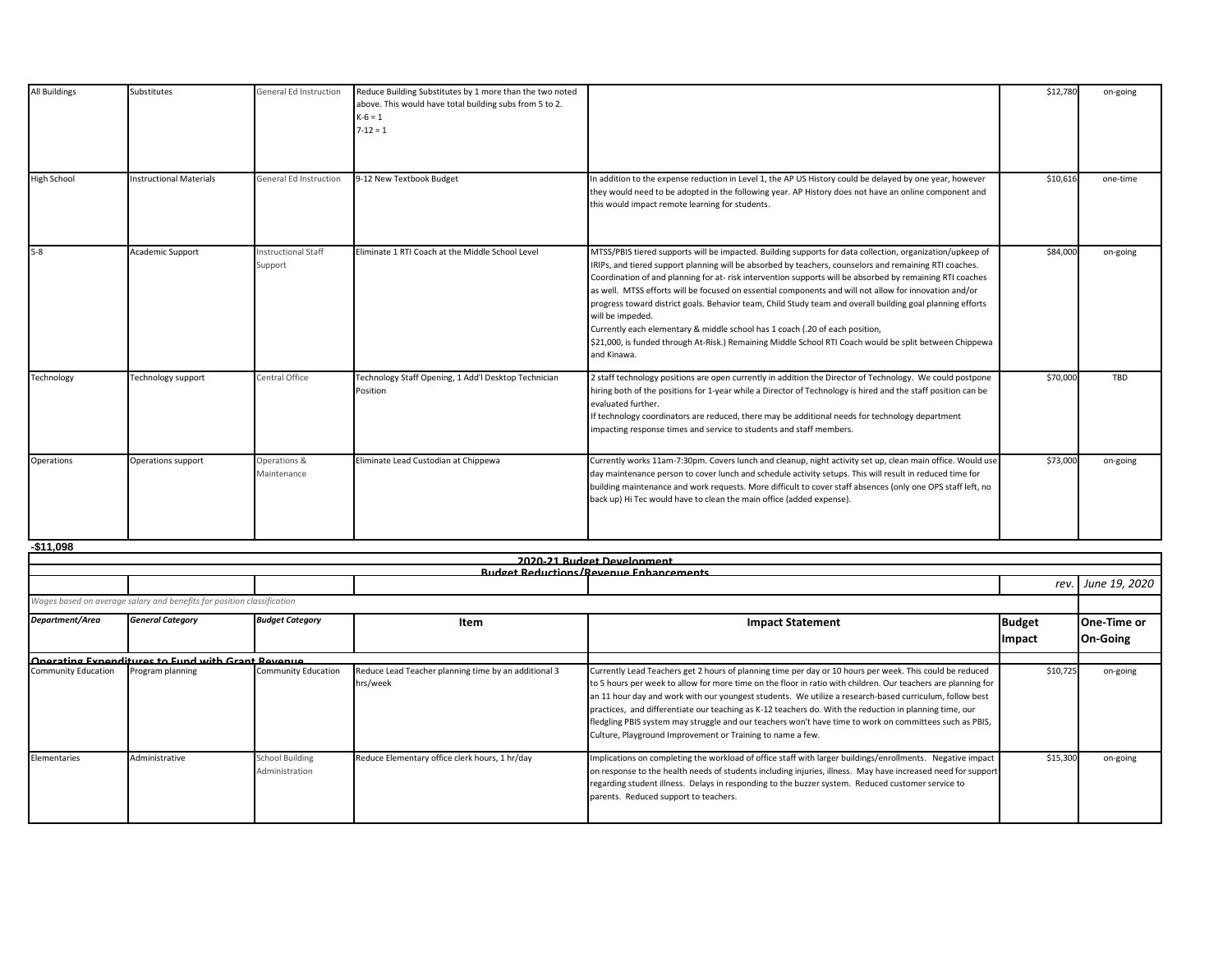| | | | | | | |
|---|---|---|---|---|---|---|
| All Buildings | Substitutes | General Ed Instruction | Reduce Building Substitutes by 1 more than the two noted above. This would have total building subs from 5 to 2.<br>K-6 = 1<br>7-12 = 1 | | $12,780 | on-going |
| High School | Instructional Materials | General Ed Instruction | 9-12 New Textbook Budget | In addition to the expense reduction in Level 1, the AP US History could be delayed by one year, however they would need to be adopted in the following year. AP History does not have an online component and this would impact remote learning for students. | $10,616 | one-time |
| 5-8 | Academic Support | Instructional Staff Support | Eliminate 1 RTI Coach at the Middle School Level | MTSS/PBIS tiered supports will be impacted. Building supports for data collection, organization/upkeep of IRIPs, and tiered support planning will be absorbed by teachers, counselors and remaining RTI coaches. Coordination of and planning for at- risk intervention supports will be absorbed by remaining RTI coaches as well. MTSS efforts will be focused on essential components and will not allow for innovation and/or progress toward district goals. Behavior team, Child Study team and overall building goal planning efforts will be impeded.<br>Currently each elementary & middle school has 1 coach (.20 of each position, $21,000, is funded through At-Risk.) Remaining Middle School RTI Coach would be split between Chippewa and Kinawa. | $84,000 | on-going |
| Technology | Technology support | Central Office | Technology Staff Opening, 1 Add'l Desktop Technician Position | 2 staff technology positions are open currently in addition the Director of Technology. We could postpone hiring both of the positions for 1-year while a Director of Technology is hired and the staff position can be evaluated further.<br>If technology coordinators are reduced, there may be additional needs for technology department impacting response times and service to students and staff members. | $70,000 | TBD |
| Operations | Operations support | Operations & Maintenance | Eliminate Lead Custodian at Chippewa | Currently works 11am-7:30pm. Covers lunch and cleanup, night activity set up, clean main office. Would use day maintenance person to cover lunch and schedule activity setups. This will result in reduced time for building maintenance and work requests. More difficult to cover staff absences (only one OPS staff left, no back up) Hi Tec would have to clean the main office (added expense). | $73,000 | on-going |

**-$11,098**

**2020-21 Budget Development**

**Budget Reductions/Revenue Enhancements**

*rev. June 19, 2020*

*Wages based on average salary and benefits for position classification*

| Department/Area | General Category | Budget Category | Item | Impact Statement | Budget Impact | One-Time or On-Going |
|---|---|---|---|---|---|---|
| **Operating Expenditures to Fund with Grant Revenue** | | | | | | |
| Community Education | Program planning | Community Education | Reduce Lead Teacher planning time by an additional 3 hrs/week | Currently Lead Teachers get 2 hours of planning time per day or 10 hours per week. This could be reduced to 5 hours per week to allow for more time on the floor in ratio with children. Our teachers are planning for an 11 hour day and work with our youngest students. We utilize a research-based curriculum, follow best practices, and differentiate our teaching as K-12 teachers do. With the reduction in planning time, our fledgling PBIS system may struggle and our teachers won't have time to work on committees such as PBIS, Culture, Playground Improvement or Training to name a few. | $10,725 | on-going |
| Elementaries | Administrative | School Building Administration | Reduce Elementary office clerk hours, 1 hr/day | Implications on completing the workload of office staff with larger buildings/enrollments. Negative impact on response to the health needs of students including injuries, illness. May have increased need for support regarding student illness. Delays in responding to the buzzer system. Reduced customer service to parents. Reduced support to teachers. | $15,300 | on-going |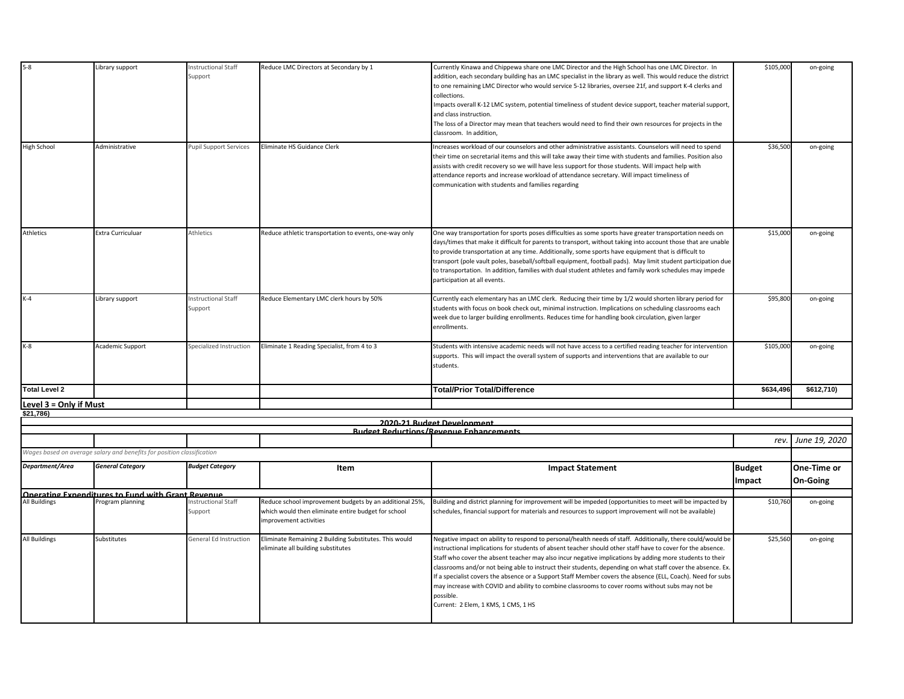| | | | | | | |
|---|---|---|---|---|---|---|
| 5-8 | Library support | Instructional Staff Support | Reduce LMC Directors at Secondary by 1 | Currently Kinawa and Chippewa share one LMC Director and the High School has one LMC Director. In addition, each secondary building has an LMC specialist in the library as well. This would reduce the district to one remaining LMC Director who would service 5-12 libraries, oversee 21f, and support K-4 clerks and collections.<br>Impacts overall K-12 LMC system, potential timeliness of student device support, teacher material support, and class instruction.<br>The loss of a Director may mean that teachers would need to find their own resources for projects in the classroom. In addition, | $105,000 | on-going |
| High School | Administrative | Pupil Support Services | Eliminate HS Guidance Clerk | Increases workload of our counselors and other administrative assistants. Counselors will need to spend their time on secretarial items and this will take away their time with students and families. Position also assists with credit recovery so we will have less support for those students. Will impact help with attendance reports and increase workload of attendance secretary. Will impact timeliness of communication with students and families regarding | $36,500 | on-going |
| Athletics | Extra Curriculuar | Athletics | Reduce athletic transportation to events, one-way only | One way transportation for sports poses difficulties as some sports have greater transportation needs on days/times that make it difficult for parents to transport, without taking into account those that are unable to provide transportation at any time. Additionally, some sports have equipment that is difficult to transport (pole vault poles, baseball/softball equipment, football pads). May limit student participation due to transportation. In addition, families with dual student athletes and family work schedules may impede participation at all events. | $15,000 | on-going |
| K-4 | Library support | Instructional Staff Support | Reduce Elementary LMC clerk hours by 50% | Currently each elementary has an LMC clerk. Reducing their time by 1/2 would shorten library period for students with focus on book check out, minimal instruction. Implications on scheduling classrooms each week due to larger building enrollments. Reduces time for handling book circulation, given larger enrollments. | $95,800 | on-going |
| K-8 | Academic Support | Specialized Instruction | Eliminate 1 Reading Specialist, from 4 to 3 | Students with intensive academic needs will not have access to a certified reading teacher for intervention supports. This will impact the overall system of supports and interventions that are available to our students. | $105,000 | on-going |
| **Total Level 2** | | | | **Total/Prior Total/Difference** | **$634,496** | **$612,710)** |
| **Level 3 = Only if Must** | | | | | | |

**$21,786)**

## 2020-21 Budget Development

### Budget Reductions/Revenue Enhancements

*rev. June 19, 2020*

*Wages based on average salary and benefits for position classification*

| *Department/Area* | *General Category* | *Budget Category* | Item | Impact Statement | Budget Impact | One-Time or On-Going |
|---|---|---|---|---|---|---|
| **Operating Expenditures to Fund with Grant Revenue** | | | | | | |
| All Buildings | Program planning | Instructional Staff Support | Reduce school improvement budgets by an additional 25%, which would then eliminate entire budget for school improvement activities | Building and district planning for improvement will be impeded (opportunities to meet will be impacted by schedules, financial support for materials and resources to support improvement will not be available) | $10,760 | on-going |
| All Buildings | Substitutes | General Ed Instruction | Eliminate Remaining 2 Building Substitutes. This would eliminate all building substitutes | Negative impact on ability to respond to personal/health needs of staff. Additionally, there could/would be instructional implications for students of absent teacher should other staff have to cover for the absence. Staff who cover the absent teacher may also incur negative implications by adding more students to their classrooms and/or not being able to instruct their students, depending on what staff cover the absence. Ex. If a specialist covers the absence or a Support Staff Member covers the absence (ELL, Coach). Need for subs may increase with COVID and ability to combine classrooms to cover rooms without subs may not be possible.<br>Current: 2 Elem, 1 KMS, 1 CMS, 1 HS | $25,560 | on-going |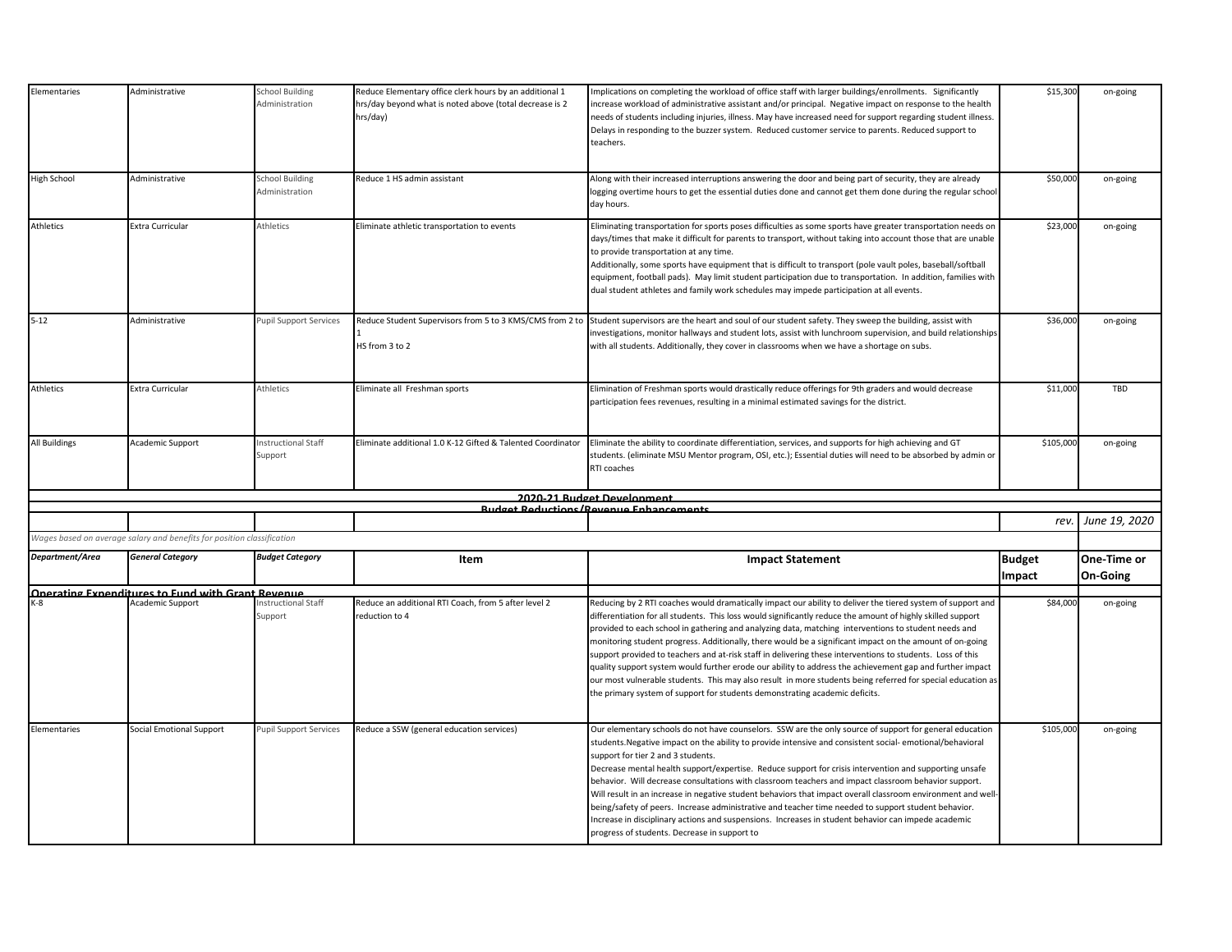| Department/Area | General Category | Budget Category | Item | Impact Statement | Budget Impact | One-Time or On-Going |
|---|---|---|---|---|---|---|
| Elementaries | Administrative | School Building Administration | Reduce Elementary office clerk hours by an additional 1 hrs/day beyond what is noted above (total decrease is 2 hrs/day) | Implications on completing the workload of office staff with larger buildings/enrollments. Significantly increase workload of administrative assistant and/or principal. Negative impact on response to the health needs of students including injuries, illness. May have increased need for support regarding student illness. Delays in responding to the buzzer system. Reduced customer service to parents. Reduced support to teachers. | $15,300 | on-going |
| High School | Administrative | School Building Administration | Reduce 1 HS admin assistant | Along with their increased interruptions answering the door and being part of security, they are already logging overtime hours to get the essential duties done and cannot get them done during the regular school day hours. | $50,000 | on-going |
| Athletics | Extra Curricular | Athletics | Eliminate athletic transportation to events | Eliminating transportation for sports poses difficulties as some sports have greater transportation needs on days/times that make it difficult for parents to transport, without taking into account those that are unable to provide transportation at any time. Additionally, some sports have equipment that is difficult to transport (pole vault poles, baseball/softball equipment, football pads). May limit student participation due to transportation. In addition, families with dual student athletes and family work schedules may impede participation at all events. | $23,000 | on-going |
| 5-12 | Administrative | Pupil Support Services | Reduce Student Supervisors from 5 to 3 KMS/CMS from 2 to 1 HS from 3 to 2 | Student supervisors are the heart and soul of our student safety. They sweep the building, assist with investigations, monitor hallways and student lots, assist with lunchroom supervision, and build relationships with all students. Additionally, they cover in classrooms when we have a shortage on subs. | $36,000 | on-going |
| Athletics | Extra Curricular | Athletics | Eliminate all Freshman sports | Elimination of Freshman sports would drastically reduce offerings for 9th graders and would decrease participation fees revenues, resulting in a minimal estimated savings for the district. | $11,000 | TBD |
| All Buildings | Academic Support | Instructional Staff Support | Eliminate additional 1.0 K-12 Gifted & Talented Coordinator | Eliminate the ability to coordinate differentiation, services, and supports for high achieving and GT students. (eliminate MSU Mentor program, OSI, etc.); Essential duties will need to be absorbed by admin or RTI coaches | $105,000 | on-going |

**2020-21 Budget Development**

**Budget Reductions/Revenue Enhancements**

*rev. June 19, 2020*

*Wages based on average salary and benefits for position classification*

| Department/Area | General Category | Budget Category | Item | Impact Statement | Budget Impact | One-Time or On-Going |
|---|---|---|---|---|---|---|
| **Operating Expenditures to Fund with Grant Revenue** | | | | | | |
| K-8 | Academic Support | Instructional Staff Support | Reduce an additional RTI Coach, from 5 after level 2 reduction to 4 | Reducing by 2 RTI coaches would dramatically impact our ability to deliver the tiered system of support and differentiation for all students. This loss would significantly reduce the amount of highly skilled support provided to each school in gathering and analyzing data, matching interventions to student needs and monitoring student progress. Additionally, there would be a significant impact on the amount of on-going support provided to teachers and at-risk staff in delivering these interventions to students. Loss of this quality support system would further erode our ability to address the achievement gap and further impact our most vulnerable students. This may also result in more students being referred for special education as the primary system of support for students demonstrating academic deficits. | $84,000 | on-going |
| Elementaries | Social Emotional Support | Pupil Support Services | Reduce a SSW (general education services) | Our elementary schools do not have counselors. SSW are the only source of support for general education students.Negative impact on the ability to provide intensive and consistent social- emotional/behavioral support for tier 2 and 3 students. Decrease mental health support/expertise. Reduce support for crisis intervention and supporting unsafe behavior. Will decrease consultations with classroom teachers and impact classroom behavior support. Will result in an increase in negative student behaviors that impact overall classroom environment and well-being/safety of peers. Increase administrative and teacher time needed to support student behavior. Increase in disciplinary actions and suspensions. Increases in student behavior can impede academic progress of students. Decrease in support to | $105,000 | on-going |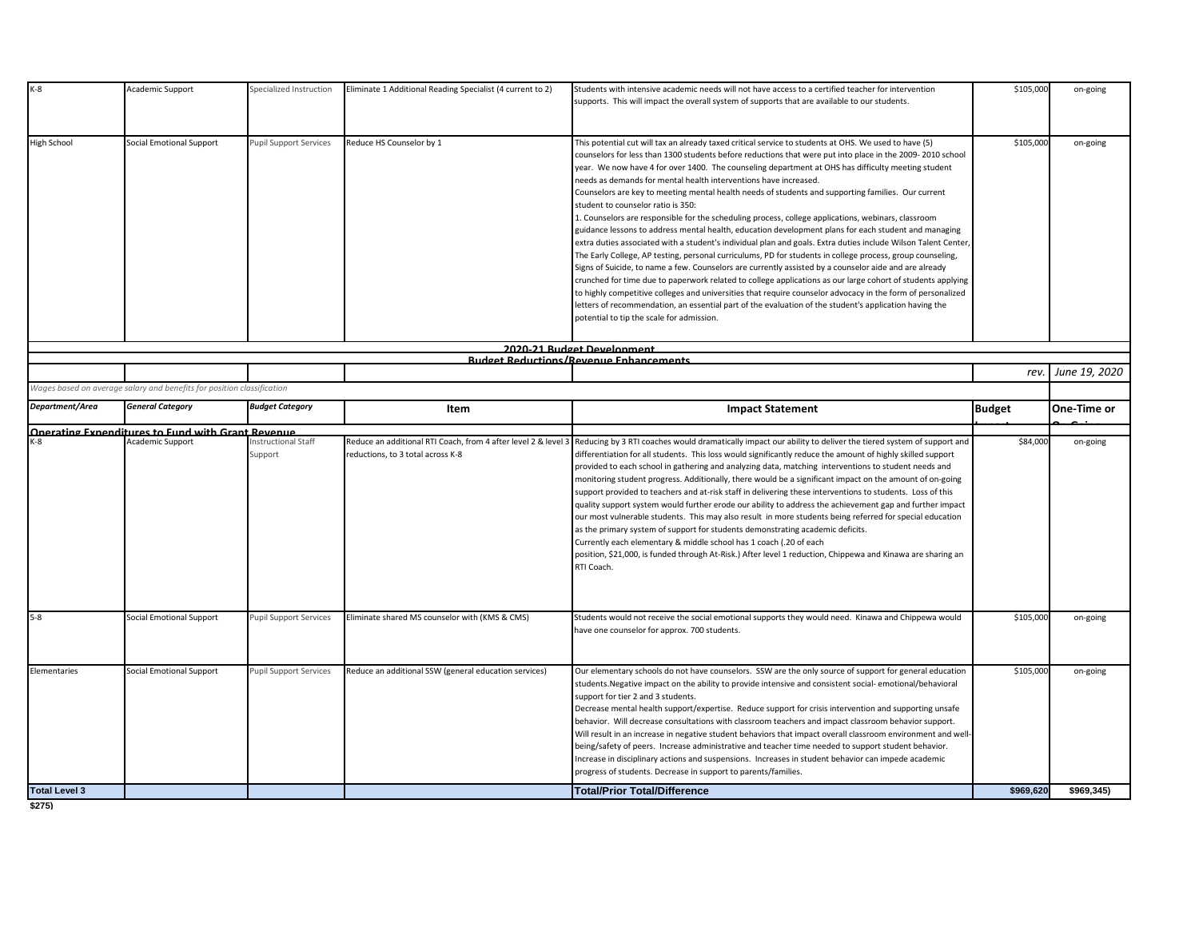| | | | | | | |
|---|---|---|---|---|---|---|
| K-8 | Academic Support | Specialized Instruction | Eliminate 1 Additional Reading Specialist (4 current to 2) | Students with intensive academic needs will not have access to a certified teacher for intervention supports. This will impact the overall system of supports that are available to our students. | $105,000 | on-going |
| High School | Social Emotional Support | Pupil Support Services | Reduce HS Counselor by 1 | This potential cut will tax an already taxed critical service to students at OHS. We used to have (5) counselors for less than 1300 students before reductions that were put into place in the 2009- 2010 school year. We now have 4 for over 1400. The counseling department at OHS has difficulty meeting student needs as demands for mental health interventions have increased. Counselors are key to meeting mental health needs of students and supporting families. Our current student to counselor ratio is 350: 1. Counselors are responsible for the scheduling process, college applications, webinars, classroom guidance lessons to address mental health, education development plans for each student and managing extra duties associated with a student's individual plan and goals. Extra duties include Wilson Talent Center, The Early College, AP testing, personal curriculums, PD for students in college process, group counseling, Signs of Suicide, to name a few. Counselors are currently assisted by a counselor aide and are already crunched for time due to paperwork related to college applications as our large cohort of students applying to highly competitive colleges and universities that require counselor advocacy in the form of personalized letters of recommendation, an essential part of the evaluation of the student's application having the potential to tip the scale for admission. | $105,000 | on-going |

## 2020-21 Budget Development
## Budget Reductions/Revenue Enhancements

rev. *June 19, 2020*

*Wages based on average salary and benefits for position classification*

| ***Department/Area*** | ***General Category*** | ***Budget Category*** | **Item** | **Impact Statement** | **Budget Impact** | **One-Time or On-Going** |
|---|---|---|---|---|---|---|
| **Operating Expenditures to Fund with Grant Revenue** | | | | | | |
| K-8 | Academic Support | Instructional Staff Support | Reduce an additional RTI Coach, from 4 after level 2 & level 3 reductions, to 3 total across K-8 | Reducing by 3 RTI coaches would dramatically impact our ability to deliver the tiered system of support and differentiation for all students. This loss would significantly reduce the amount of highly skilled support provided to each school in gathering and analyzing data, matching interventions to student needs and monitoring student progress. Additionally, there would be a significant impact on the amount of on-going support provided to teachers and at-risk staff in delivering these interventions to students. Loss of this quality support system would further erode our ability to address the achievement gap and further impact our most vulnerable students. This may also result in more students being referred for special education as the primary system of support for students demonstrating academic deficits. Currently each elementary & middle school has 1 coach (.20 of each position, $21,000, is funded through At-Risk.) After level 1 reduction, Chippewa and Kinawa are sharing an RTI Coach. | $84,000 | on-going |
| 5-8 | Social Emotional Support | Pupil Support Services | Eliminate shared MS counselor with (KMS & CMS) | Students would not receive the social emotional supports they would need. Kinawa and Chippewa would have one counselor for approx. 700 students. | $105,000 | on-going |
| Elementaries | Social Emotional Support | Pupil Support Services | Reduce an additional SSW (general education services) | Our elementary schools do not have counselors. SSW are the only source of support for general education students.Negative impact on the ability to provide intensive and consistent social- emotional/behavioral support for tier 2 and 3 students. Decrease mental health support/expertise. Reduce support for crisis intervention and supporting unsafe behavior. Will decrease consultations with classroom teachers and impact classroom behavior support. Will result in an increase in negative student behaviors that impact overall classroom environment and well-being/safety of peers. Increase administrative and teacher time needed to support student behavior. Increase in disciplinary actions and suspensions. Increases in student behavior can impede academic progress of students. Decrease in support to parents/families. | $105,000 | on-going |
| **Total Level 3** | | | | **Total/Prior Total/Difference** | **$969,620** | **$969,345)** |

**$275)**